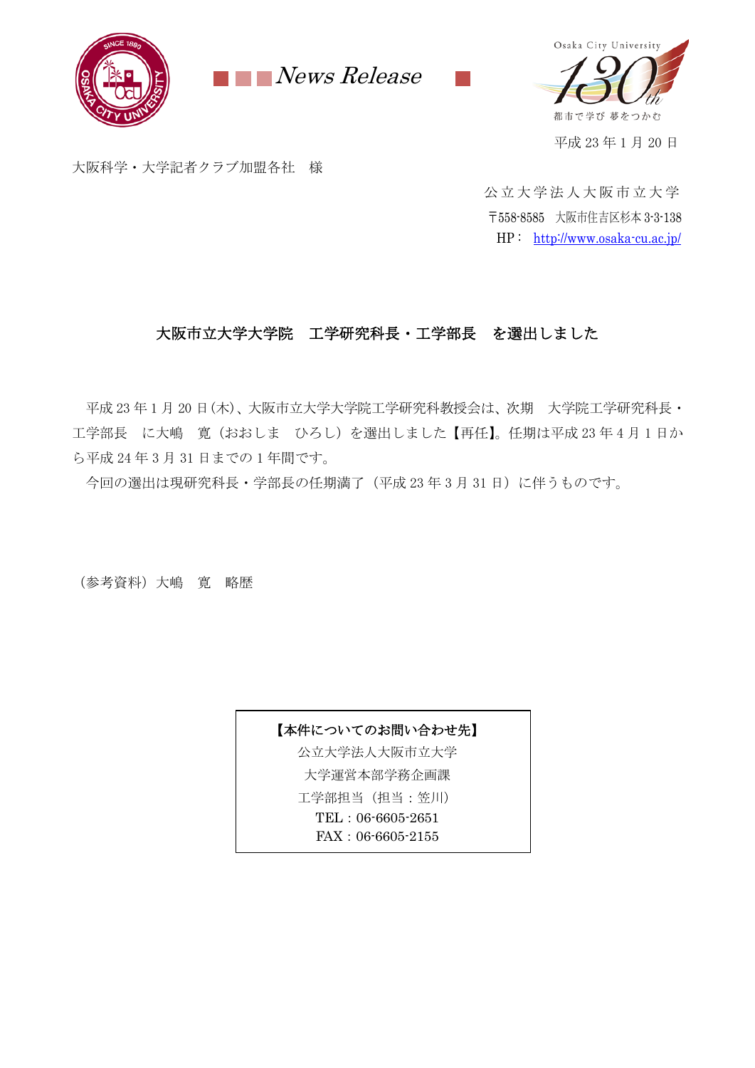News Release

Osaka City University 130th 都市で学び 夢をつかむ

平成 23 年 1 月 20 日

大阪科学・大学記者クラブ加盟各社　様

公立大学法人大阪市立大学
〒558-8585　大阪市住吉区杉本 3-3-138
HP：　http://www.osaka-cu.ac.jp/

## 大阪市立大学大学院　工学研究科長・工学部長　を選出しました

平成 23 年 1 月 20 日(木)、大阪市立大学大学院工学研究科教授会は、次期　大学院工学研究科長・工学部長　に大嶋　寛（おおしま　ひろし）を選出しました【再任】。任期は平成 23 年 4 月 1 日から平成 24 年 3 月 31 日までの 1 年間です。

今回の選出は現研究科長・学部長の任期満了（平成 23 年 3 月 31 日）に伴うものです。

（参考資料）大嶋　寛　略歴

**【本件についてのお問い合わせ先】**
公立大学法人大阪市立大学
大学運営本部学務企画課
工学部担当（担当：笠川）
TEL：06-6605-2651
FAX：06-6605-2155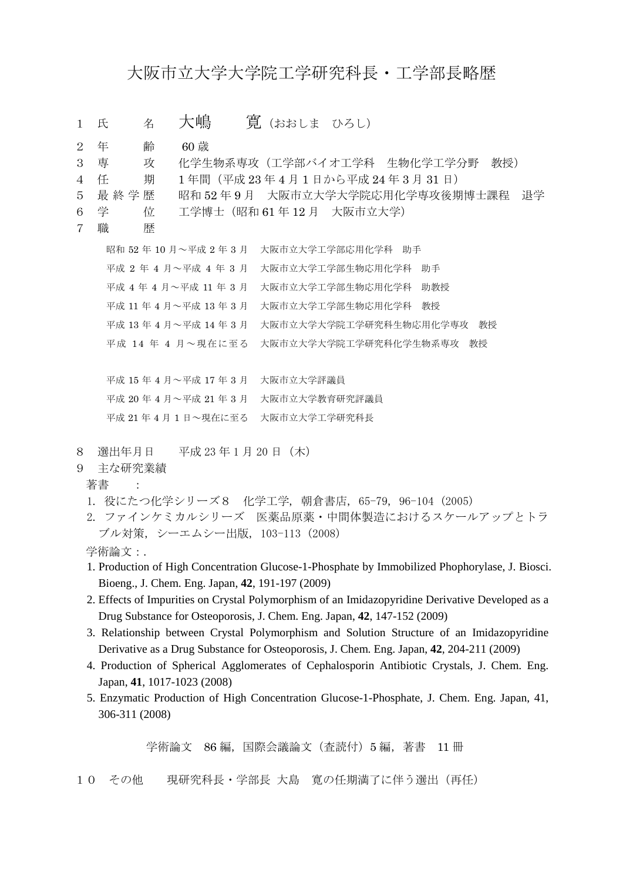# 大阪市立大学大学院工学研究科長・工学部長略歴

１　氏　　　名　大嶋　　寛（おおしま　ひろし）

２　年　　　齢　60 歳

３　専　　　攻　化学生物系専攻（工学部バイオ工学科　生物化学工学分野　教授）

４　任　　　期　1 年間（平成 23 年 4 月 1 日から平成 24 年 3 月 31 日）

５　最 終 学 歴　昭和 52 年 9 月　大阪市立大学大学院応用化学専攻後期博士課程　退学

６　学　　　位　工学博士（昭和 61 年 12 月　大阪市立大学）

７　職　　　歴

昭和 52 年 10 月～平成 2 年 3 月　大阪市立大学工学部応用化学科　助手

平成 2 年 4 月～平成 4 年 3 月　大阪市立大学工学部生物応用化学科　助手

平成 4 年 4 月～平成 11 年 3 月　大阪市立大学工学部生物応用化学科　助教授

平成 11 年 4 月～平成 13 年 3 月　大阪市立大学工学部生物応用化学科　教授

平成 13 年 4 月～平成 14 年 3 月　大阪市立大学大学院工学研究科生物応用化学専攻　教授

平成 14 年 4 月～現在に至る　大阪市立大学大学院工学研究科化学生物系専攻　教授

平成 15 年 4 月～平成 17 年 3 月　大阪市立大学評議員

平成 20 年 4 月～平成 21 年 3 月　大阪市立大学教育研究評議員

平成 21 年 4 月 1 日～現在に至る　大阪市立大学工学研究科長

８　選出年月日　　平成 23 年 1 月 20 日（木）

９　主な研究業績

著書　　：

1. 役にたつ化学シリーズ８　化学工学，朝倉書店，65-79，96-104（2005）
2. ファインケミカルシリーズ　医薬品原薬・中間体製造におけるスケールアップとトラブル対策，シーエムシー出版，103-113（2008）

学術論文：.

1. Production of High Concentration Glucose-1-Phosphate by Immobilized Phophorylase, J. Biosci. Bioeng., J. Chem. Eng. Japan, **42**, 191-197 (2009)
2. Effects of Impurities on Crystal Polymorphism of an Imidazopyridine Derivative Developed as a Drug Substance for Osteoporosis, J. Chem. Eng. Japan, **42**, 147-152 (2009)
3. Relationship between Crystal Polymorphism and Solution Structure of an Imidazopyridine Derivative as a Drug Substance for Osteoporosis, J. Chem. Eng. Japan, **42**, 204-211 (2009)
4. Production of Spherical Agglomerates of Cephalosporin Antibiotic Crystals, J. Chem. Eng. Japan, **41**, 1017-1023 (2008)
5. Enzymatic Production of High Concentration Glucose-1-Phosphate, J. Chem. Eng. Japan, 41, 306-311 (2008)

学術論文　86 編，国際会議論文（査読付）5 編，著書　11 冊

１０　その他　　現研究科長・学部長 大島　寛の任期満了に伴う選出（再任）